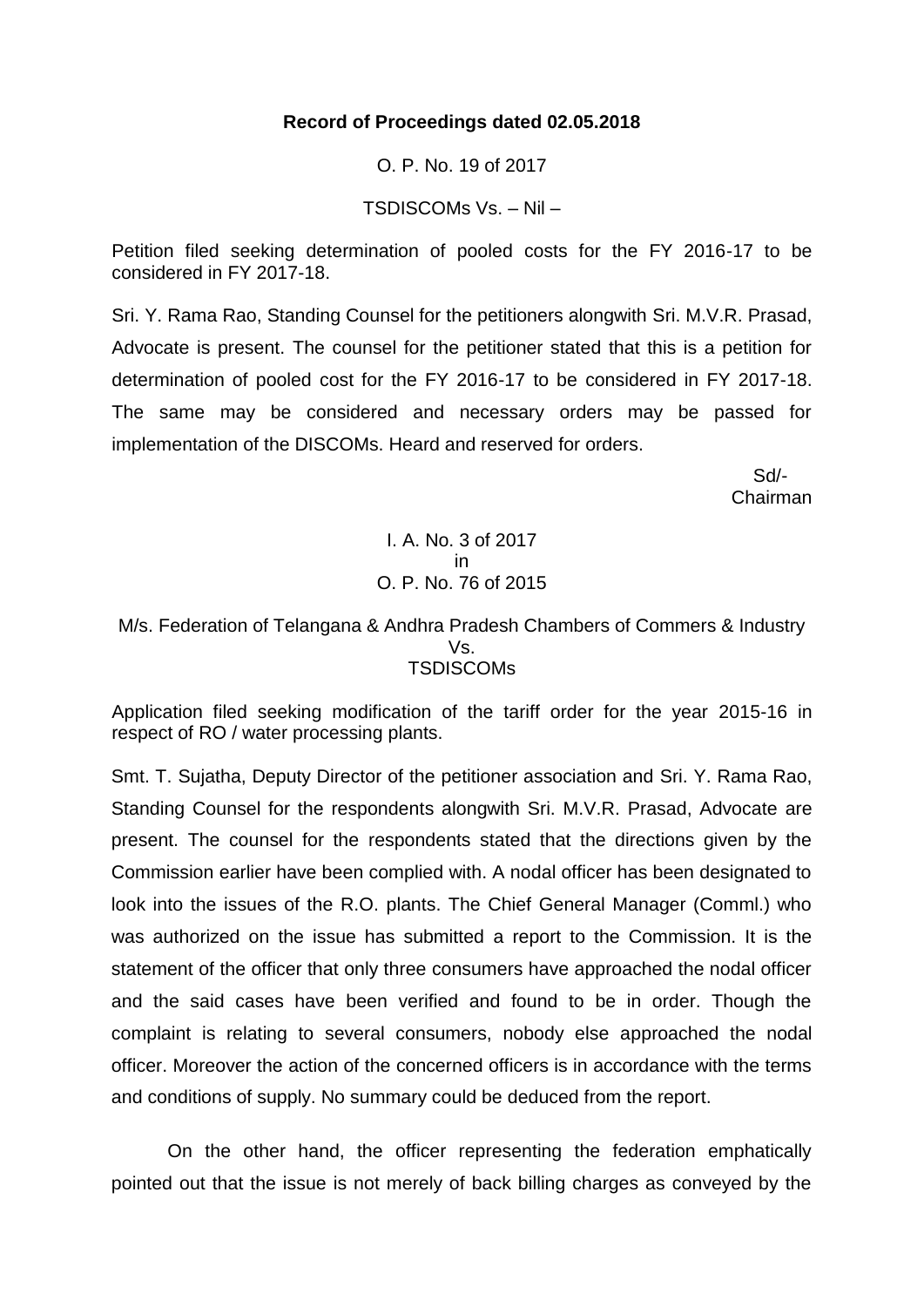**Record of Proceedings dated 02.05.2018**

O. P. No. 19 of 2017

TSDISCOMs Vs. – Nil –

Petition filed seeking determination of pooled costs for the FY 2016-17 to be considered in FY 2017-18.

Sri. Y. Rama Rao, Standing Counsel for the petitioners alongwith Sri. M.V.R. Prasad, Advocate is present. The counsel for the petitioner stated that this is a petition for determination of pooled cost for the FY 2016-17 to be considered in FY 2017-18. The same may be considered and necessary orders may be passed for implementation of the DISCOMs. Heard and reserved for orders.

Sd/-
Chairman

I. A. No. 3 of 2017
in
O. P. No. 76 of 2015

M/s. Federation of Telangana & Andhra Pradesh Chambers of Commers & Industry
Vs.
TSDISCOMs

Application filed seeking modification of the tariff order for the year 2015-16 in respect of RO / water processing plants.

Smt. T. Sujatha, Deputy Director of the petitioner association and Sri. Y. Rama Rao, Standing Counsel for the respondents alongwith Sri. M.V.R. Prasad, Advocate are present. The counsel for the respondents stated that the directions given by the Commission earlier have been complied with. A nodal officer has been designated to look into the issues of the R.O. plants. The Chief General Manager (Comml.) who was authorized on the issue has submitted a report to the Commission. It is the statement of the officer that only three consumers have approached the nodal officer and the said cases have been verified and found to be in order. Though the complaint is relating to several consumers, nobody else approached the nodal officer. Moreover the action of the concerned officers is in accordance with the terms and conditions of supply. No summary could be deduced from the report.

On the other hand, the officer representing the federation emphatically pointed out that the issue is not merely of back billing charges as conveyed by the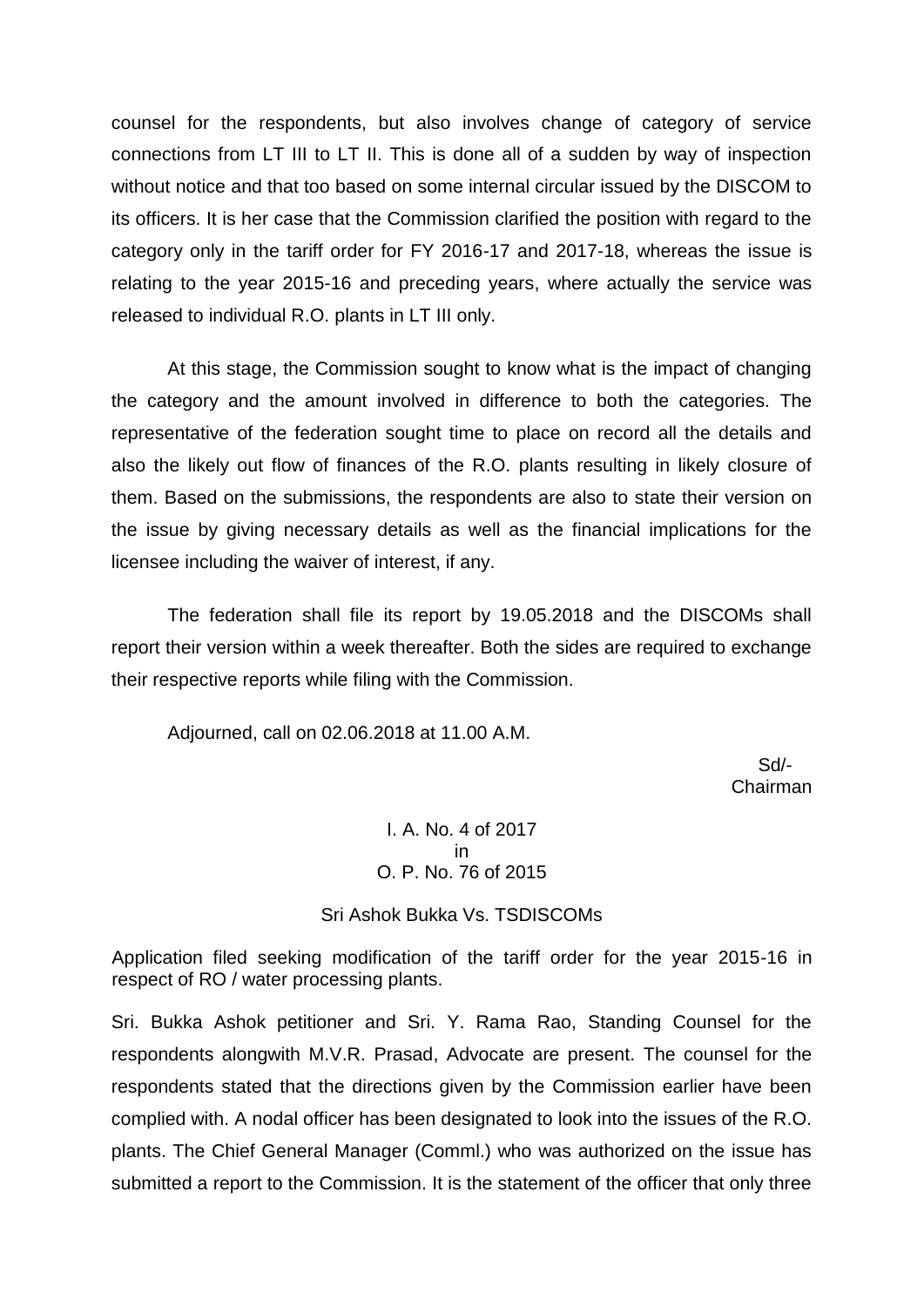counsel for the respondents, but also involves change of category of service connections from LT III to LT II. This is done all of a sudden by way of inspection without notice and that too based on some internal circular issued by the DISCOM to its officers. It is her case that the Commission clarified the position with regard to the category only in the tariff order for FY 2016-17 and 2017-18, whereas the issue is relating to the year 2015-16 and preceding years, where actually the service was released to individual R.O. plants in LT III only.

At this stage, the Commission sought to know what is the impact of changing the category and the amount involved in difference to both the categories. The representative of the federation sought time to place on record all the details and also the likely out flow of finances of the R.O. plants resulting in likely closure of them. Based on the submissions, the respondents are also to state their version on the issue by giving necessary details as well as the financial implications for the licensee including the waiver of interest, if any.

The federation shall file its report by 19.05.2018 and the DISCOMs shall report their version within a week thereafter. Both the sides are required to exchange their respective reports while filing with the Commission.

Adjourned, call on 02.06.2018 at 11.00 A.M.

Sd/-
Chairman

I. A. No. 4 of 2017
in
O. P. No. 76 of 2015

Sri Ashok Bukka Vs. TSDISCOMs

Application filed seeking modification of the tariff order for the year 2015-16 in respect of RO / water processing plants.

Sri. Bukka Ashok petitioner and Sri. Y. Rama Rao, Standing Counsel for the respondents alongwith M.V.R. Prasad, Advocate are present. The counsel for the respondents stated that the directions given by the Commission earlier have been complied with. A nodal officer has been designated to look into the issues of the R.O. plants. The Chief General Manager (Comml.) who was authorized on the issue has submitted a report to the Commission. It is the statement of the officer that only three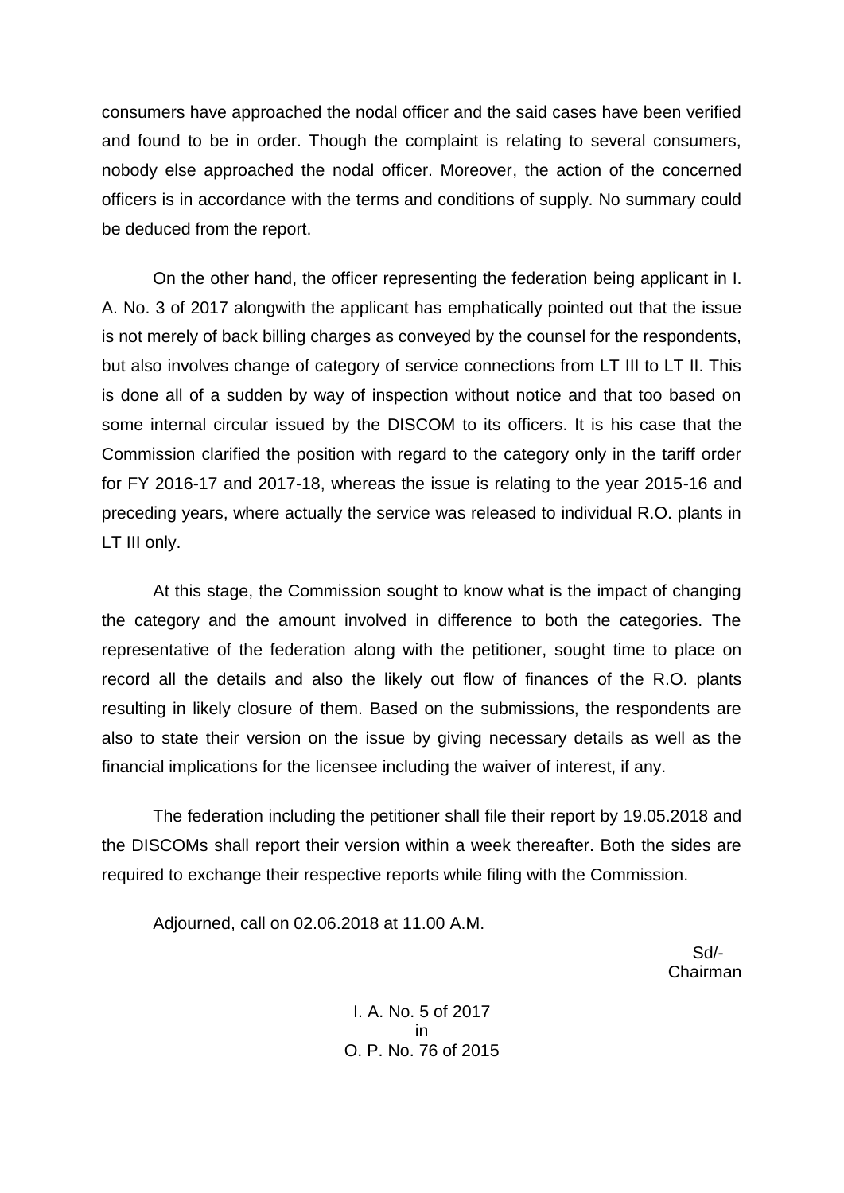consumers have approached the nodal officer and the said cases have been verified and found to be in order. Though the complaint is relating to several consumers, nobody else approached the nodal officer. Moreover, the action of the concerned officers is in accordance with the terms and conditions of supply. No summary could be deduced from the report.

On the other hand, the officer representing the federation being applicant in I. A. No. 3 of 2017 alongwith the applicant has emphatically pointed out that the issue is not merely of back billing charges as conveyed by the counsel for the respondents, but also involves change of category of service connections from LT III to LT II. This is done all of a sudden by way of inspection without notice and that too based on some internal circular issued by the DISCOM to its officers. It is his case that the Commission clarified the position with regard to the category only in the tariff order for FY 2016-17 and 2017-18, whereas the issue is relating to the year 2015-16 and preceding years, where actually the service was released to individual R.O. plants in LT III only.

At this stage, the Commission sought to know what is the impact of changing the category and the amount involved in difference to both the categories. The representative of the federation along with the petitioner, sought time to place on record all the details and also the likely out flow of finances of the R.O. plants resulting in likely closure of them. Based on the submissions, the respondents are also to state their version on the issue by giving necessary details as well as the financial implications for the licensee including the waiver of interest, if any.

The federation including the petitioner shall file their report by 19.05.2018 and the DISCOMs shall report their version within a week thereafter. Both the sides are required to exchange their respective reports while filing with the Commission.

Adjourned, call on 02.06.2018 at 11.00 A.M.

Sd/-
Chairman

I. A. No. 5 of 2017
in
O. P. No. 76 of 2015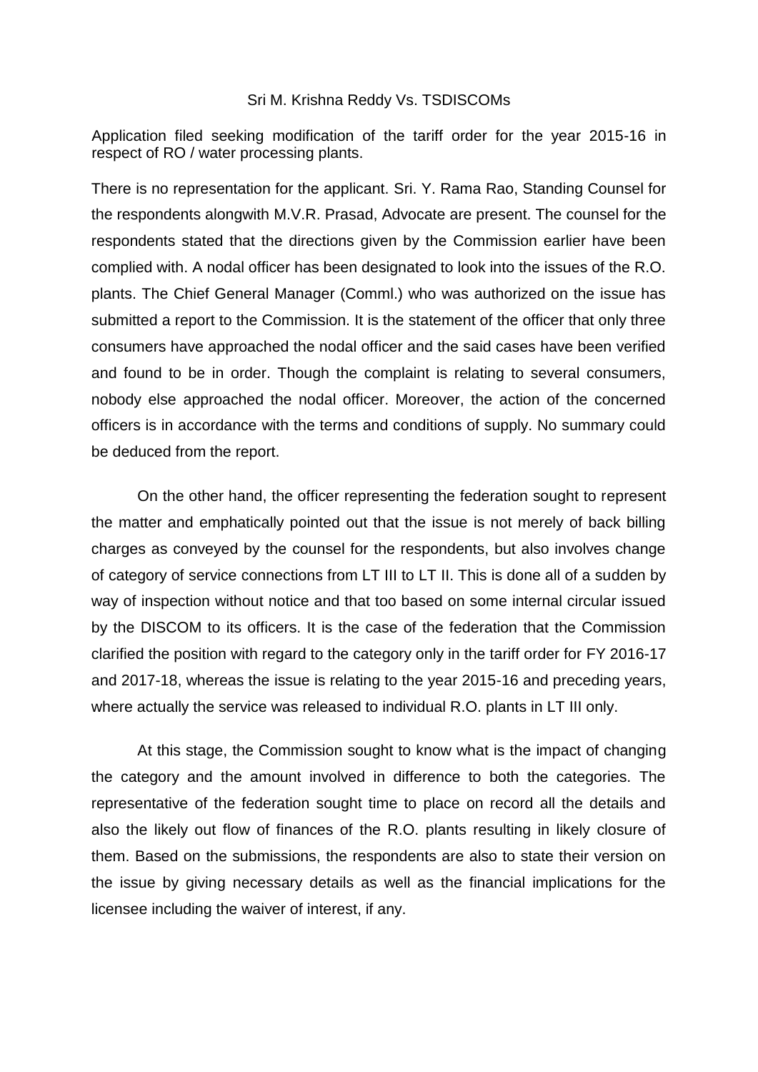Sri M. Krishna Reddy Vs. TSDISCOMs

Application filed seeking modification of the tariff order for the year 2015-16 in respect of RO / water processing plants.

There is no representation for the applicant. Sri. Y. Rama Rao, Standing Counsel for the respondents alongwith M.V.R. Prasad, Advocate are present. The counsel for the respondents stated that the directions given by the Commission earlier have been complied with. A nodal officer has been designated to look into the issues of the R.O. plants. The Chief General Manager (Comml.) who was authorized on the issue has submitted a report to the Commission. It is the statement of the officer that only three consumers have approached the nodal officer and the said cases have been verified and found to be in order. Though the complaint is relating to several consumers, nobody else approached the nodal officer. Moreover, the action of the concerned officers is in accordance with the terms and conditions of supply. No summary could be deduced from the report.

On the other hand, the officer representing the federation sought to represent the matter and emphatically pointed out that the issue is not merely of back billing charges as conveyed by the counsel for the respondents, but also involves change of category of service connections from LT III to LT II. This is done all of a sudden by way of inspection without notice and that too based on some internal circular issued by the DISCOM to its officers. It is the case of the federation that the Commission clarified the position with regard to the category only in the tariff order for FY 2016-17 and 2017-18, whereas the issue is relating to the year 2015-16 and preceding years, where actually the service was released to individual R.O. plants in LT III only.

At this stage, the Commission sought to know what is the impact of changing the category and the amount involved in difference to both the categories. The representative of the federation sought time to place on record all the details and also the likely out flow of finances of the R.O. plants resulting in likely closure of them. Based on the submissions, the respondents are also to state their version on the issue by giving necessary details as well as the financial implications for the licensee including the waiver of interest, if any.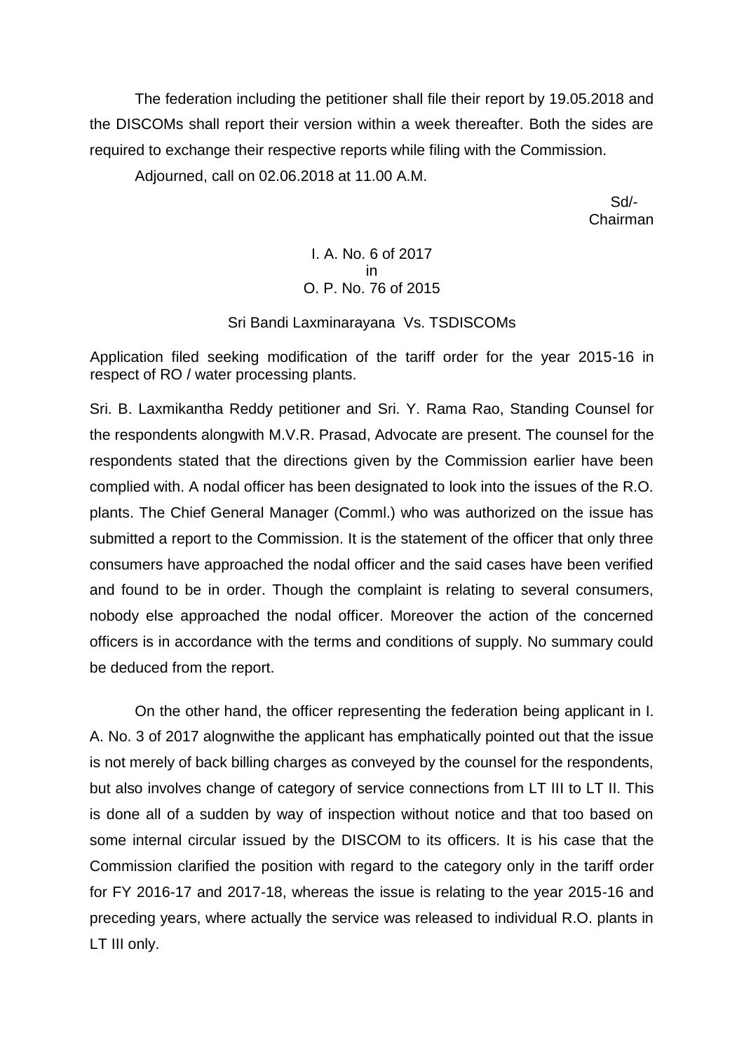The federation including the petitioner shall file their report by 19.05.2018 and the DISCOMs shall report their version within a week thereafter. Both the sides are required to exchange their respective reports while filing with the Commission.

Adjourned, call on 02.06.2018 at 11.00 A.M.

Sd/-
Chairman

I. A. No. 6 of 2017
in
O. P. No. 76 of 2015

Sri Bandi Laxminarayana Vs. TSDISCOMs

Application filed seeking modification of the tariff order for the year 2015-16 in respect of RO / water processing plants.

Sri. B. Laxmikantha Reddy petitioner and Sri. Y. Rama Rao, Standing Counsel for the respondents alongwith M.V.R. Prasad, Advocate are present. The counsel for the respondents stated that the directions given by the Commission earlier have been complied with. A nodal officer has been designated to look into the issues of the R.O. plants. The Chief General Manager (Comml.) who was authorized on the issue has submitted a report to the Commission. It is the statement of the officer that only three consumers have approached the nodal officer and the said cases have been verified and found to be in order. Though the complaint is relating to several consumers, nobody else approached the nodal officer. Moreover the action of the concerned officers is in accordance with the terms and conditions of supply. No summary could be deduced from the report.

On the other hand, the officer representing the federation being applicant in I. A. No. 3 of 2017 alongwithe the applicant has emphatically pointed out that the issue is not merely of back billing charges as conveyed by the counsel for the respondents, but also involves change of category of service connections from LT III to LT II. This is done all of a sudden by way of inspection without notice and that too based on some internal circular issued by the DISCOM to its officers. It is his case that the Commission clarified the position with regard to the category only in the tariff order for FY 2016-17 and 2017-18, whereas the issue is relating to the year 2015-16 and preceding years, where actually the service was released to individual R.O. plants in LT III only.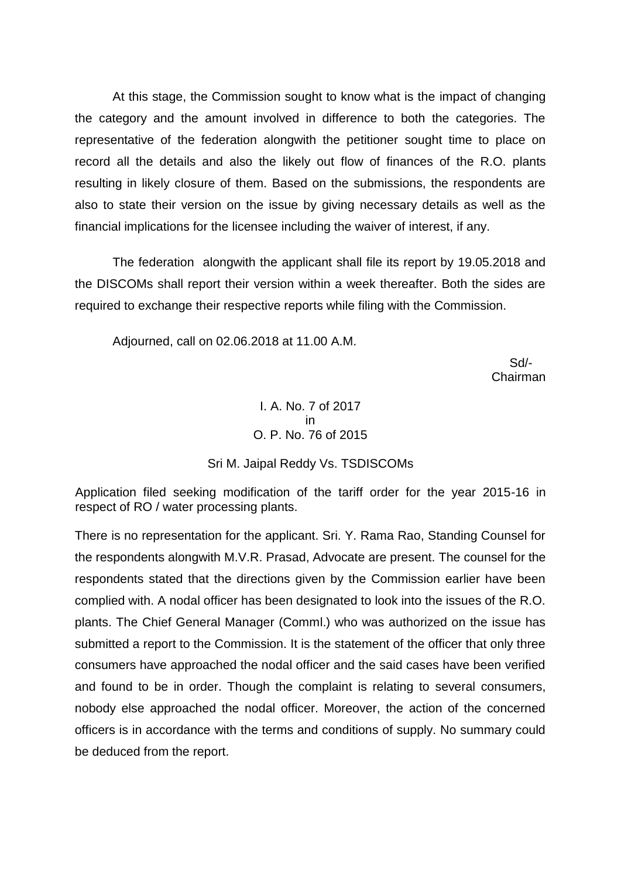At this stage, the Commission sought to know what is the impact of changing the category and the amount involved in difference to both the categories. The representative of the federation alongwith the petitioner sought time to place on record all the details and also the likely out flow of finances of the R.O. plants resulting in likely closure of them. Based on the submissions, the respondents are also to state their version on the issue by giving necessary details as well as the financial implications for the licensee including the waiver of interest, if any.

The federation alongwith the applicant shall file its report by 19.05.2018 and the DISCOMs shall report their version within a week thereafter. Both the sides are required to exchange their respective reports while filing with the Commission.

Adjourned, call on 02.06.2018 at 11.00 A.M.

Sd/-
Chairman

I. A. No. 7 of 2017
in
O. P. No. 76 of 2015

Sri M. Jaipal Reddy Vs. TSDISCOMs

Application filed seeking modification of the tariff order for the year 2015-16 in respect of RO / water processing plants.

There is no representation for the applicant. Sri. Y. Rama Rao, Standing Counsel for the respondents alongwith M.V.R. Prasad, Advocate are present. The counsel for the respondents stated that the directions given by the Commission earlier have been complied with. A nodal officer has been designated to look into the issues of the R.O. plants. The Chief General Manager (Comml.) who was authorized on the issue has submitted a report to the Commission. It is the statement of the officer that only three consumers have approached the nodal officer and the said cases have been verified and found to be in order. Though the complaint is relating to several consumers, nobody else approached the nodal officer. Moreover, the action of the concerned officers is in accordance with the terms and conditions of supply. No summary could be deduced from the report.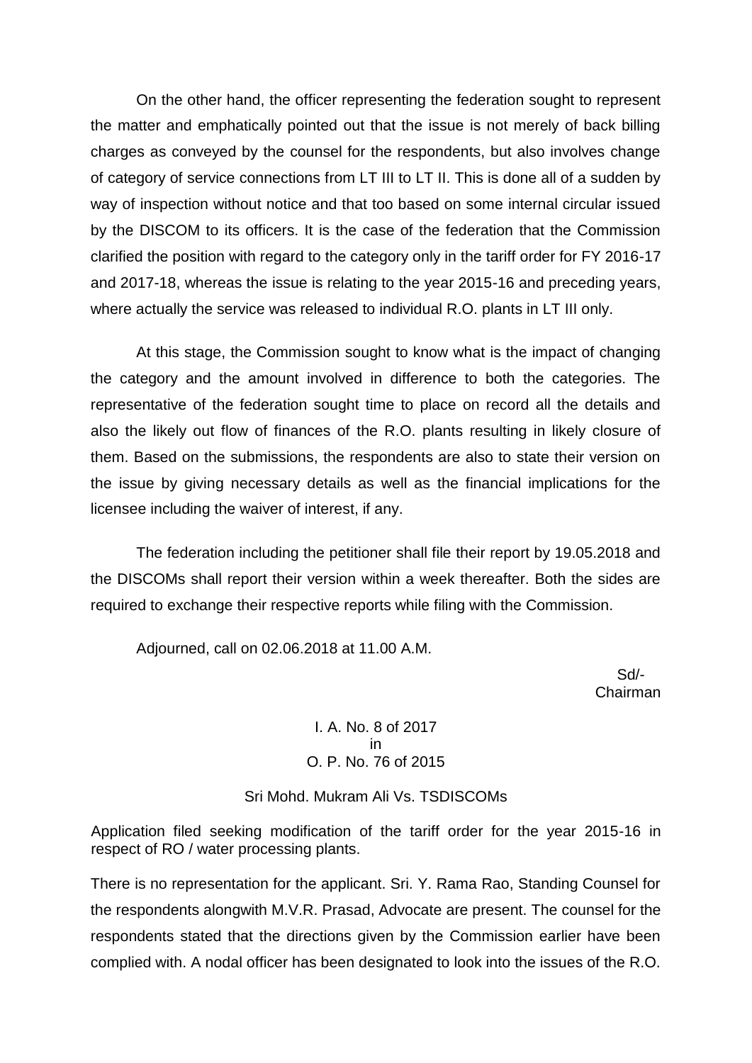On the other hand, the officer representing the federation sought to represent the matter and emphatically pointed out that the issue is not merely of back billing charges as conveyed by the counsel for the respondents, but also involves change of category of service connections from LT III to LT II. This is done all of a sudden by way of inspection without notice and that too based on some internal circular issued by the DISCOM to its officers. It is the case of the federation that the Commission clarified the position with regard to the category only in the tariff order for FY 2016-17 and 2017-18, whereas the issue is relating to the year 2015-16 and preceding years, where actually the service was released to individual R.O. plants in LT III only.

At this stage, the Commission sought to know what is the impact of changing the category and the amount involved in difference to both the categories. The representative of the federation sought time to place on record all the details and also the likely out flow of finances of the R.O. plants resulting in likely closure of them. Based on the submissions, the respondents are also to state their version on the issue by giving necessary details as well as the financial implications for the licensee including the waiver of interest, if any.

The federation including the petitioner shall file their report by 19.05.2018 and the DISCOMs shall report their version within a week thereafter. Both the sides are required to exchange their respective reports while filing with the Commission.

Adjourned, call on 02.06.2018 at 11.00 A.M.

Sd/-
Chairman

I. A. No. 8 of 2017
in
O. P. No. 76 of 2015

Sri Mohd. Mukram Ali Vs. TSDISCOMs

Application filed seeking modification of the tariff order for the year 2015-16 in respect of RO / water processing plants.

There is no representation for the applicant. Sri. Y. Rama Rao, Standing Counsel for the respondents alongwith M.V.R. Prasad, Advocate are present. The counsel for the respondents stated that the directions given by the Commission earlier have been complied with. A nodal officer has been designated to look into the issues of the R.O.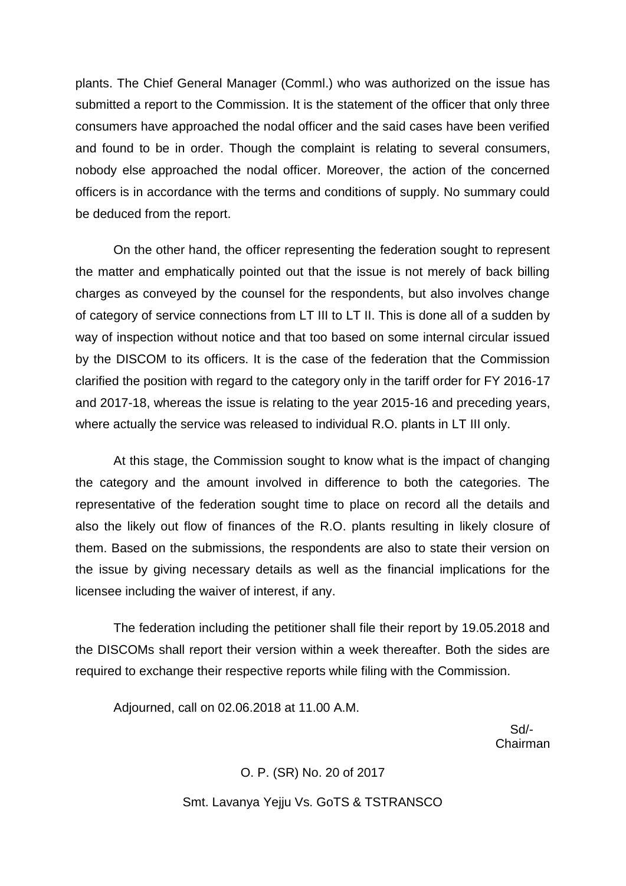plants. The Chief General Manager (Comml.) who was authorized on the issue has submitted a report to the Commission. It is the statement of the officer that only three consumers have approached the nodal officer and the said cases have been verified and found to be in order. Though the complaint is relating to several consumers, nobody else approached the nodal officer. Moreover, the action of the concerned officers is in accordance with the terms and conditions of supply. No summary could be deduced from the report.

On the other hand, the officer representing the federation sought to represent the matter and emphatically pointed out that the issue is not merely of back billing charges as conveyed by the counsel for the respondents, but also involves change of category of service connections from LT III to LT II. This is done all of a sudden by way of inspection without notice and that too based on some internal circular issued by the DISCOM to its officers. It is the case of the federation that the Commission clarified the position with regard to the category only in the tariff order for FY 2016-17 and 2017-18, whereas the issue is relating to the year 2015-16 and preceding years, where actually the service was released to individual R.O. plants in LT III only.

At this stage, the Commission sought to know what is the impact of changing the category and the amount involved in difference to both the categories. The representative of the federation sought time to place on record all the details and also the likely out flow of finances of the R.O. plants resulting in likely closure of them. Based on the submissions, the respondents are also to state their version on the issue by giving necessary details as well as the financial implications for the licensee including the waiver of interest, if any.

The federation including the petitioner shall file their report by 19.05.2018 and the DISCOMs shall report their version within a week thereafter. Both the sides are required to exchange their respective reports while filing with the Commission.

Adjourned, call on 02.06.2018 at 11.00 A.M.

Sd/-
Chairman

O. P. (SR) No. 20 of 2017

Smt. Lavanya Yejju Vs. GoTS & TSTRANSCO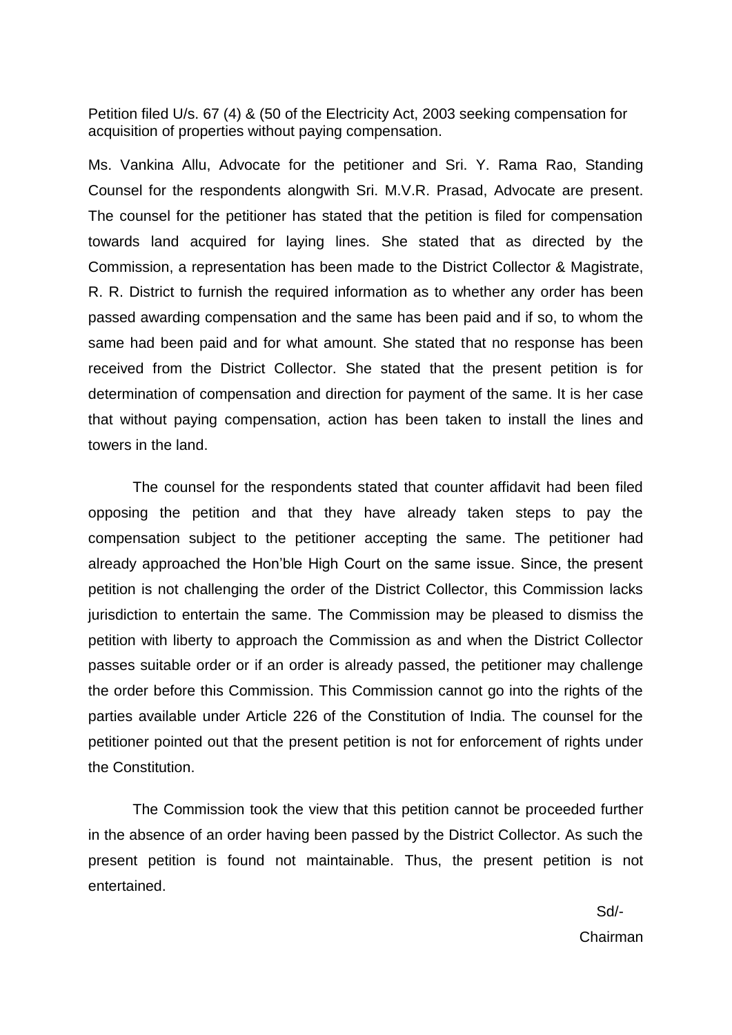Petition filed U/s. 67 (4) & (50 of the Electricity Act, 2003 seeking compensation for acquisition of properties without paying compensation.

Ms. Vankina Allu, Advocate for the petitioner and Sri. Y. Rama Rao, Standing Counsel for the respondents alongwith Sri. M.V.R. Prasad, Advocate are present. The counsel for the petitioner has stated that the petition is filed for compensation towards land acquired for laying lines. She stated that as directed by the Commission, a representation has been made to the District Collector & Magistrate, R. R. District to furnish the required information as to whether any order has been passed awarding compensation and the same has been paid and if so, to whom the same had been paid and for what amount. She stated that no response has been received from the District Collector. She stated that the present petition is for determination of compensation and direction for payment of the same. It is her case that without paying compensation, action has been taken to install the lines and towers in the land.

The counsel for the respondents stated that counter affidavit had been filed opposing the petition and that they have already taken steps to pay the compensation subject to the petitioner accepting the same. The petitioner had already approached the Hon'ble High Court on the same issue. Since, the present petition is not challenging the order of the District Collector, this Commission lacks jurisdiction to entertain the same. The Commission may be pleased to dismiss the petition with liberty to approach the Commission as and when the District Collector passes suitable order or if an order is already passed, the petitioner may challenge the order before this Commission. This Commission cannot go into the rights of the parties available under Article 226 of the Constitution of India. The counsel for the petitioner pointed out that the present petition is not for enforcement of rights under the Constitution.

The Commission took the view that this petition cannot be proceeded further in the absence of an order having been passed by the District Collector. As such the present petition is found not maintainable. Thus, the present petition is not entertained.

Sd/-
Chairman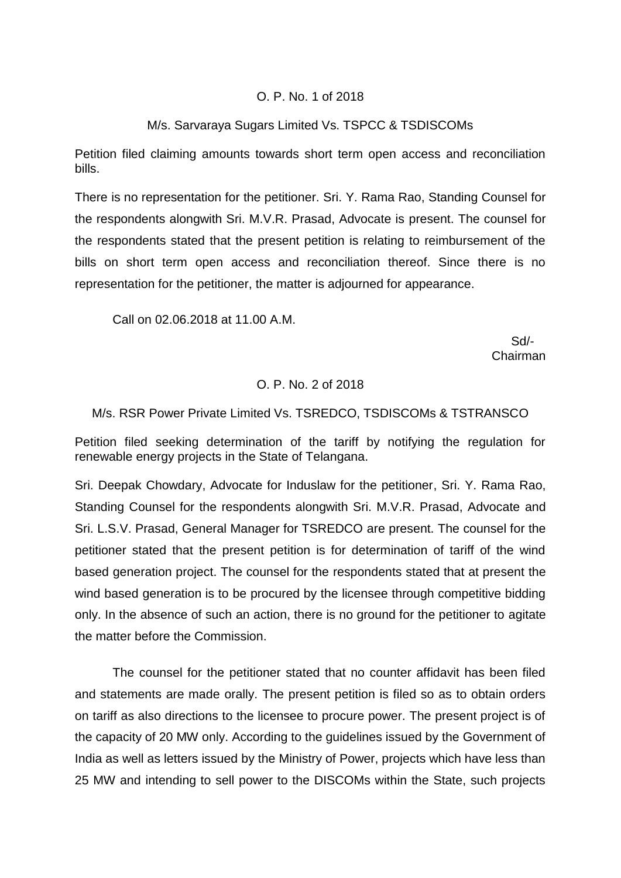O. P. No. 1 of 2018

M/s. Sarvaraya Sugars Limited Vs. TSPCC & TSDISCOMs

Petition filed claiming amounts towards short term open access and reconciliation bills.

There is no representation for the petitioner. Sri. Y. Rama Rao, Standing Counsel for the respondents alongwith Sri. M.V.R. Prasad, Advocate is present. The counsel for the respondents stated that the present petition is relating to reimbursement of the bills on short term open access and reconciliation thereof. Since there is no representation for the petitioner, the matter is adjourned for appearance.

Call on 02.06.2018 at 11.00 A.M.

Sd/-
Chairman

O. P. No. 2 of 2018

M/s. RSR Power Private Limited Vs. TSREDCO, TSDISCOMs & TSTRANSCO

Petition filed seeking determination of the tariff by notifying the regulation for renewable energy projects in the State of Telangana.

Sri. Deepak Chowdary, Advocate for Induslaw for the petitioner, Sri. Y. Rama Rao, Standing Counsel for the respondents alongwith Sri. M.V.R. Prasad, Advocate and Sri. L.S.V. Prasad, General Manager for TSREDCO are present. The counsel for the petitioner stated that the present petition is for determination of tariff of the wind based generation project. The counsel for the respondents stated that at present the wind based generation is to be procured by the licensee through competitive bidding only. In the absence of such an action, there is no ground for the petitioner to agitate the matter before the Commission.

The counsel for the petitioner stated that no counter affidavit has been filed and statements are made orally. The present petition is filed so as to obtain orders on tariff as also directions to the licensee to procure power. The present project is of the capacity of 20 MW only. According to the guidelines issued by the Government of India as well as letters issued by the Ministry of Power, projects which have less than 25 MW and intending to sell power to the DISCOMs within the State, such projects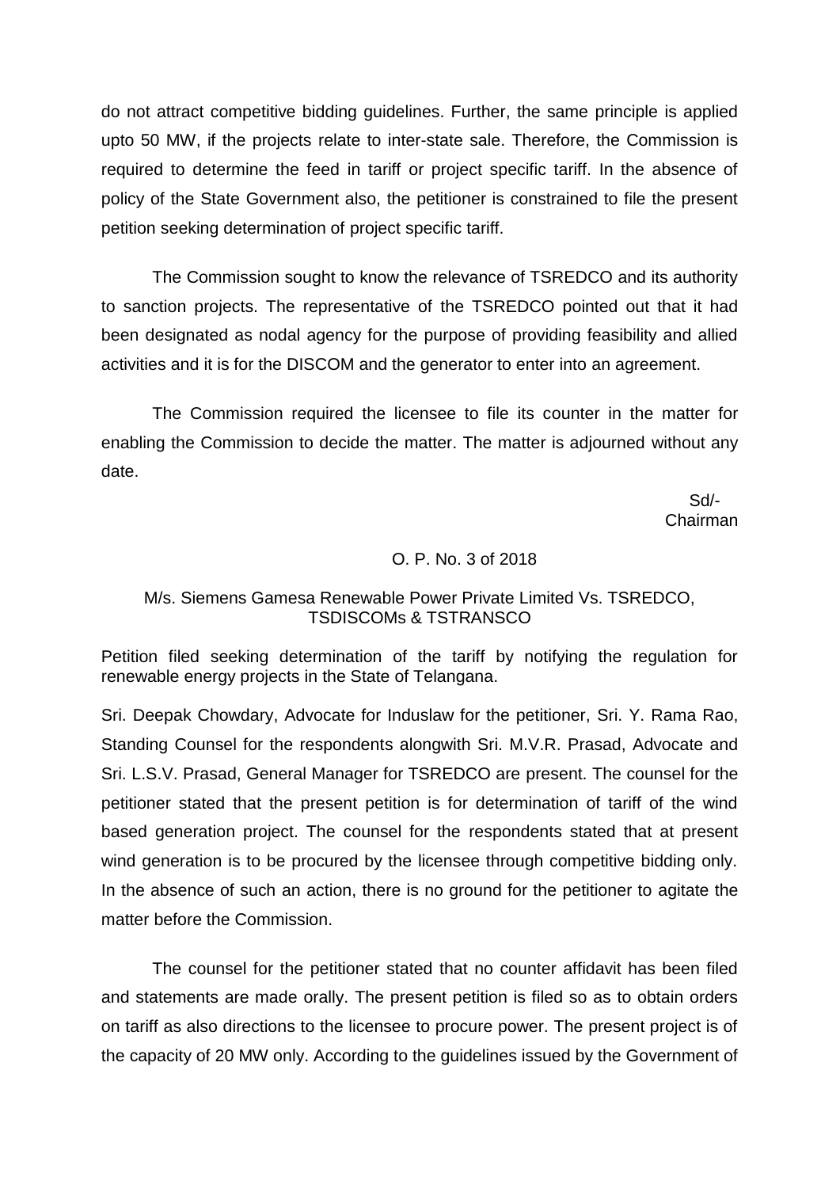do not attract competitive bidding guidelines. Further, the same principle is applied upto 50 MW, if the projects relate to inter-state sale. Therefore, the Commission is required to determine the feed in tariff or project specific tariff. In the absence of policy of the State Government also, the petitioner is constrained to file the present petition seeking determination of project specific tariff.

The Commission sought to know the relevance of TSREDCO and its authority to sanction projects. The representative of the TSREDCO pointed out that it had been designated as nodal agency for the purpose of providing feasibility and allied activities and it is for the DISCOM and the generator to enter into an agreement.

The Commission required the licensee to file its counter in the matter for enabling the Commission to decide the matter. The matter is adjourned without any date.

Sd/-
Chairman

O. P. No. 3 of 2018

M/s. Siemens Gamesa Renewable Power Private Limited Vs. TSREDCO, TSDISCOMs & TSTRANSCO

Petition filed seeking determination of the tariff by notifying the regulation for renewable energy projects in the State of Telangana.

Sri. Deepak Chowdary, Advocate for Induslaw for the petitioner, Sri. Y. Rama Rao, Standing Counsel for the respondents alongwith Sri. M.V.R. Prasad, Advocate and Sri. L.S.V. Prasad, General Manager for TSREDCO are present. The counsel for the petitioner stated that the present petition is for determination of tariff of the wind based generation project. The counsel for the respondents stated that at present wind generation is to be procured by the licensee through competitive bidding only. In the absence of such an action, there is no ground for the petitioner to agitate the matter before the Commission.

The counsel for the petitioner stated that no counter affidavit has been filed and statements are made orally. The present petition is filed so as to obtain orders on tariff as also directions to the licensee to procure power. The present project is of the capacity of 20 MW only. According to the guidelines issued by the Government of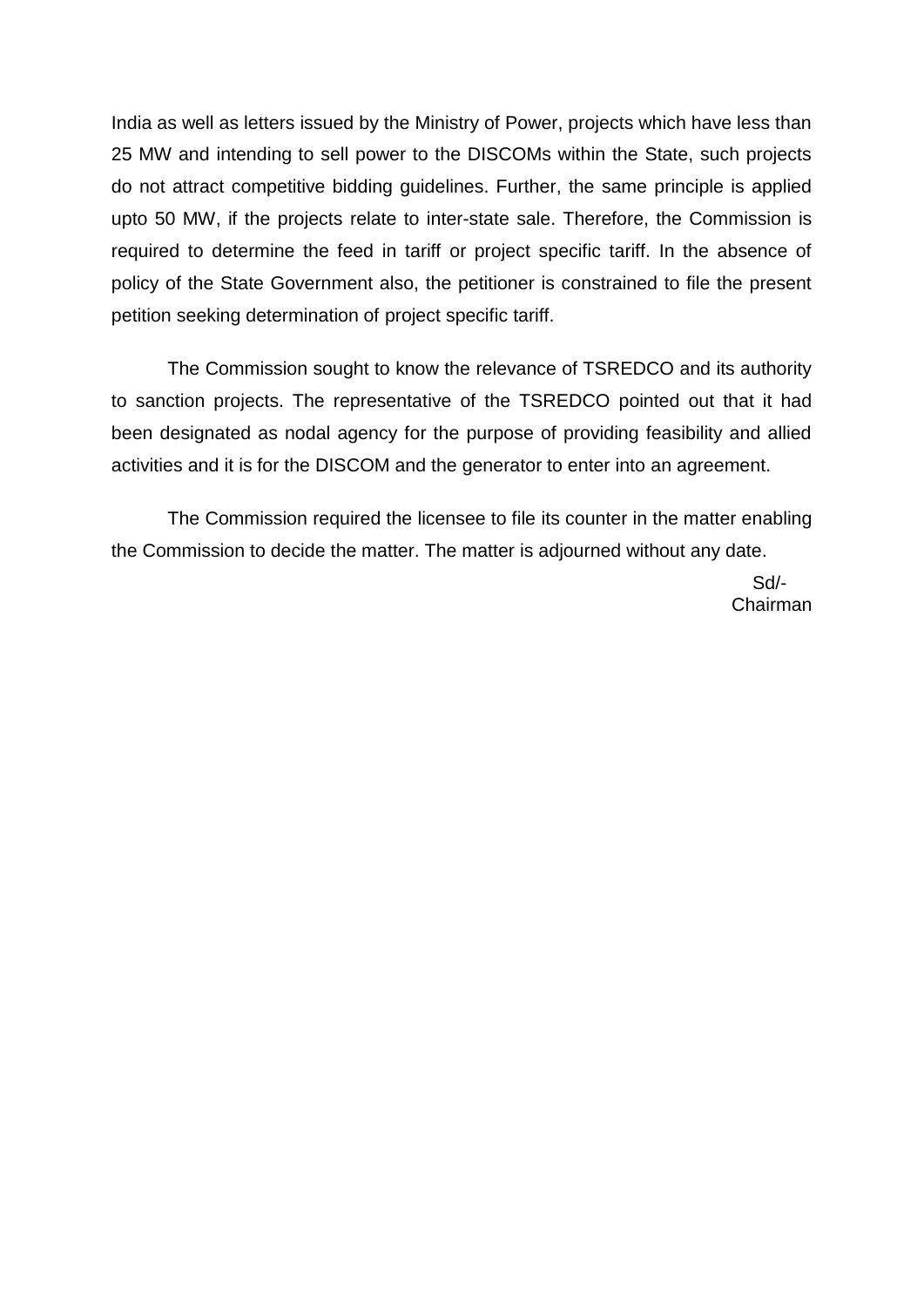India as well as letters issued by the Ministry of Power, projects which have less than 25 MW and intending to sell power to the DISCOMs within the State, such projects do not attract competitive bidding guidelines. Further, the same principle is applied upto 50 MW, if the projects relate to inter-state sale. Therefore, the Commission is required to determine the feed in tariff or project specific tariff. In the absence of policy of the State Government also, the petitioner is constrained to file the present petition seeking determination of project specific tariff.

The Commission sought to know the relevance of TSREDCO and its authority to sanction projects. The representative of the TSREDCO pointed out that it had been designated as nodal agency for the purpose of providing feasibility and allied activities and it is for the DISCOM and the generator to enter into an agreement.

The Commission required the licensee to file its counter in the matter enabling the Commission to decide the matter. The matter is adjourned without any date.

Sd/-
Chairman